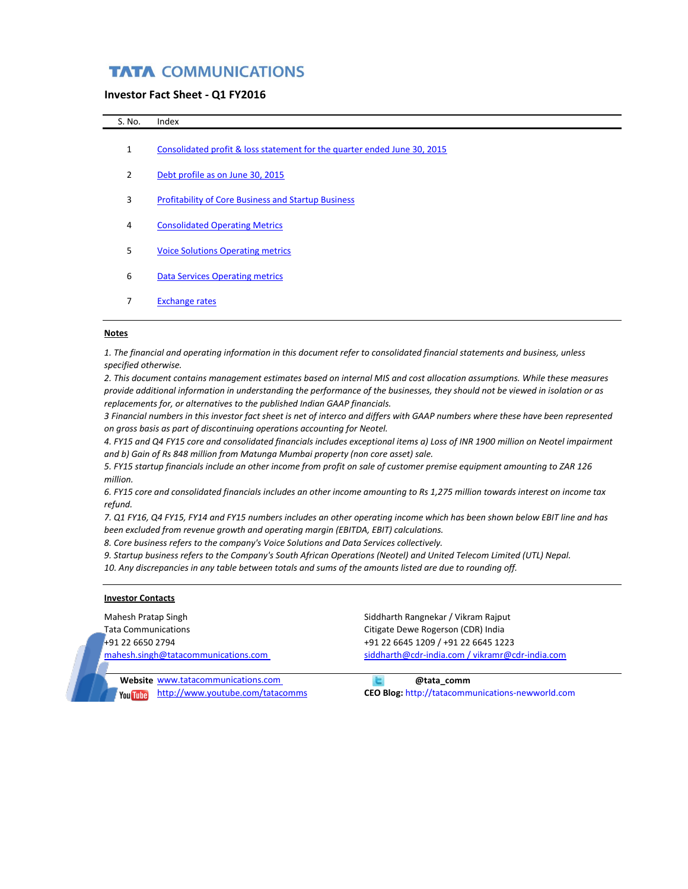# TATA COMMUNICATIONS

## Investor Fact Sheet - Q1 FY2016

| S. No. | Index |
|---|---|
| 1 | Consolidated profit & loss statement for the quarter ended June 30, 2015 |
| 2 | Debt profile as on June 30, 2015 |
| 3 | Profitability of Core Business and Startup Business |
| 4 | Consolidated Operating Metrics |
| 5 | Voice Solutions Operating metrics |
| 6 | Data Services Operating metrics |
| 7 | Exchange rates |

**Notes**

*1. The financial and operating information in this document refer to consolidated financial statements and business, unless specified otherwise.*
*2. This document contains management estimates based on internal MIS and cost allocation assumptions. While these measures provide additional information in understanding the performance of the businesses, they should not be viewed in isolation or as replacements for, or alternatives to the published Indian GAAP financials.*
*3 Financial numbers in this investor fact sheet is net of interco and differs with GAAP numbers where these have been represented on gross basis as part of discontinuing operations accounting for Neotel.*
*4. FY15 and Q4 FY15 core and consolidated financials includes exceptional items a) Loss of INR 1900 million on Neotel impairment and b) Gain of Rs 848 million from Matunga Mumbai property (non core asset) sale.*
*5. FY15 startup financials include an other income from profit on sale of customer premise equipment amounting to ZAR 126 million.*
*6. FY15 core and consolidated financials includes an other income amounting to Rs 1,275 million towards interest on income tax refund.*
*7. Q1 FY16, Q4 FY15, FY14 and FY15 numbers includes an other operating income which has been shown below EBIT line and has been excluded from revenue growth and operating margin (EBITDA, EBIT) calculations.*
*8. Core business refers to the company's Voice Solutions and Data Services collectively.*
*9. Startup business refers to the Company's South African Operations (Neotel) and United Telecom Limited (UTL) Nepal.*
*10. Any discrepancies in any table between totals and sums of the amounts listed are due to rounding off.*

**Investor Contacts**

Mahesh Pratap Singh
Tata Communications
+91 22 6650 2794
mahesh.singh@tatacommunications.com

Siddharth Rangnekar / Vikram Rajput
Citigate Dewe Rogerson (CDR) India
+91 22 6645 1209 / +91 22 6645 1223
siddharth@cdr-india.com / vikramr@cdr-india.com

**Website** www.tatacommunications.com
YouTube http://www.youtube.com/tatacomms

**@tata_comm**
**CEO Blog:** http://tatacommunications-newworld.com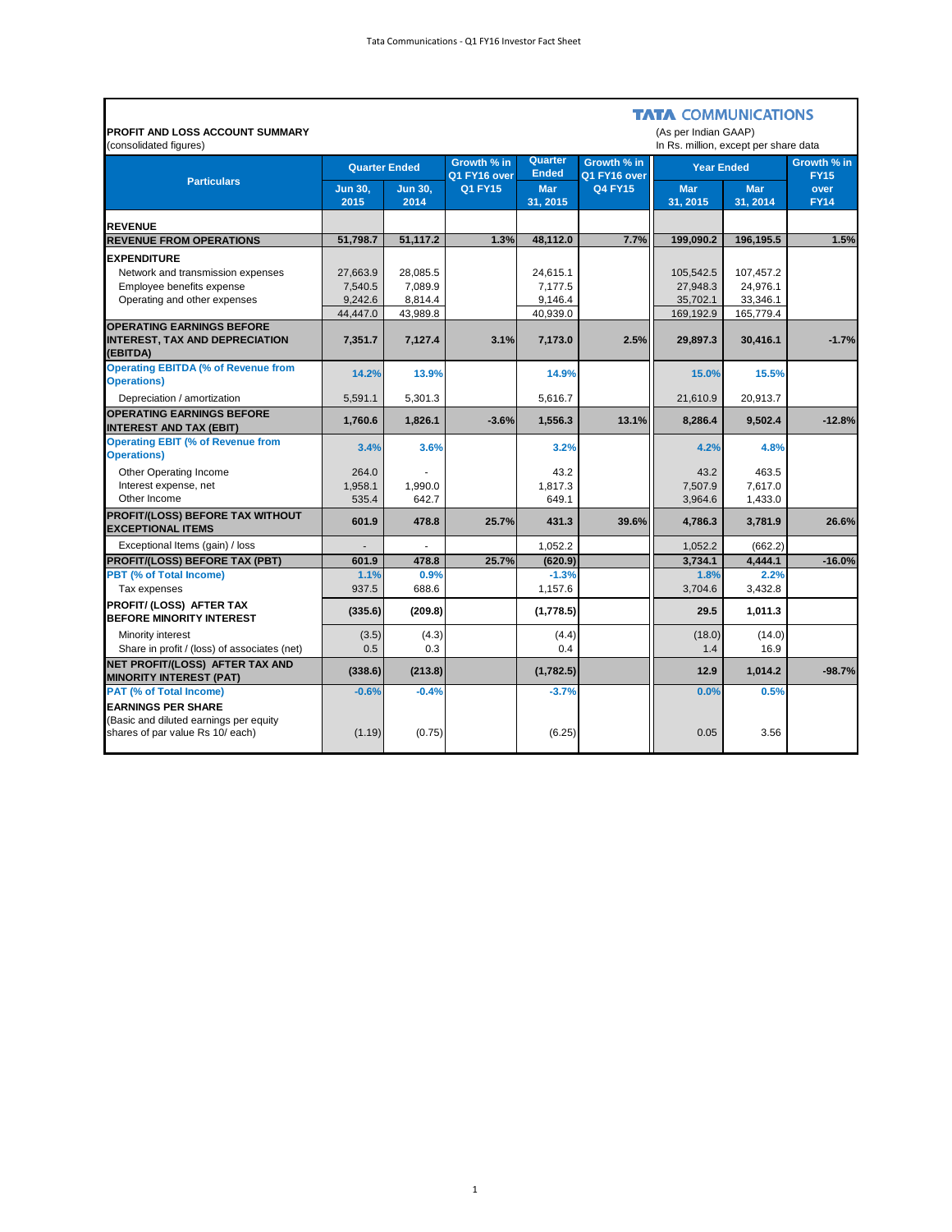**TATA COMMUNICATIONS**

**PROFIT AND LOSS ACCOUNT SUMMARY**
(consolidated figures)

(As per Indian GAAP)
In Rs. million, except per share data

| Particulars | Quarter Ended | | Growth % in Q1 FY16 over Q1 FY15 | Quarter Ended | Growth % in Q1 FY16 over Q4 FY15 | Year Ended | | Growth % in FY15 over FY14 |
|---|---|---|---|---|---|---|---|---|
| | Jun 30, 2015 | Jun 30, 2014 | | Mar 31, 2015 | | Mar 31, 2015 | Mar 31, 2014 | |
| **REVENUE** | | | | | | | | |
| **REVENUE FROM OPERATIONS** | **51,798.7** | **51,117.2** | **1.3%** | **48,112.0** | **7.7%** | **199,090.2** | **196,195.5** | **1.5%** |
| **EXPENDITURE** | | | | | | | | |
| Network and transmission expenses | 27,663.9 | 28,085.5 | | 24,615.1 | | 105,542.5 | 107,457.2 | |
| Employee benefits expense | 7,540.5 | 7,089.9 | | 7,177.5 | | 27,948.3 | 24,976.1 | |
| Operating and other expenses | 9,242.6 | 8,814.4 | | 9,146.4 | | 35,702.1 | 33,346.1 | |
| | 44,447.0 | 43,989.8 | | 40,939.0 | | 169,192.9 | 165,779.4 | |
| **OPERATING EARNINGS BEFORE INTEREST, TAX AND DEPRECIATION (EBITDA)** | **7,351.7** | **7,127.4** | **3.1%** | **7,173.0** | **2.5%** | **29,897.3** | **30,416.1** | **-1.7%** |
| **Operating EBITDA (% of Revenue from Operations)** | **14.2%** | **13.9%** | | **14.9%** | | **15.0%** | **15.5%** | |
| Depreciation / amortization | 5,591.1 | 5,301.3 | | 5,616.7 | | 21,610.9 | 20,913.7 | |
| **OPERATING EARNINGS BEFORE INTEREST AND TAX (EBIT)** | **1,760.6** | **1,826.1** | **-3.6%** | **1,556.3** | **13.1%** | **8,286.4** | **9,502.4** | **-12.8%** |
| **Operating EBIT (% of Revenue from Operations)** | **3.4%** | **3.6%** | | **3.2%** | | **4.2%** | **4.8%** | |
| Other Operating Income | 264.0 | - | | 43.2 | | 43.2 | 463.5 | |
| Interest expense, net | 1,958.1 | 1,990.0 | | 1,817.3 | | 7,507.9 | 7,617.0 | |
| Other Income | 535.4 | 642.7 | | 649.1 | | 3,964.6 | 1,433.0 | |
| **PROFIT/(LOSS) BEFORE TAX WITHOUT EXCEPTIONAL ITEMS** | **601.9** | **478.8** | **25.7%** | **431.3** | **39.6%** | **4,786.3** | **3,781.9** | **26.6%** |
| Exceptional Items (gain) / loss | - | - | | 1,052.2 | | 1,052.2 | (662.2) | |
| **PROFIT/(LOSS) BEFORE TAX (PBT)** | **601.9** | **478.8** | **25.7%** | **(620.9)** | | **3,734.1** | **4,444.1** | **-16.0%** |
| **PBT (% of Total Income)** | **1.1%** | **0.9%** | | **-1.3%** | | **1.8%** | **2.2%** | |
| Tax expenses | 937.5 | 688.6 | | 1,157.6 | | 3,704.6 | 3,432.8 | |
| **PROFIT/ (LOSS) AFTER TAX BEFORE MINORITY INTEREST** | **(335.6)** | **(209.8)** | | **(1,778.5)** | | **29.5** | **1,011.3** | |
| Minority interest | (3.5) | (4.3) | | (4.4) | | (18.0) | (14.0) | |
| Share in profit / (loss) of associates (net) | 0.5 | 0.3 | | 0.4 | | 1.4 | 16.9 | |
| **NET PROFIT/(LOSS) AFTER TAX AND MINORITY INTEREST (PAT)** | **(338.6)** | **(213.8)** | | **(1,782.5)** | | **12.9** | **1,014.2** | **-98.7%** |
| **PAT (% of Total Income)** | **-0.6%** | **-0.4%** | | **-3.7%** | | **0.0%** | **0.5%** | |
| **EARNINGS PER SHARE** (Basic and diluted earnings per equity shares of par value Rs 10/ each) | (1.19) | (0.75) | | (6.25) | | 0.05 | 3.56 | |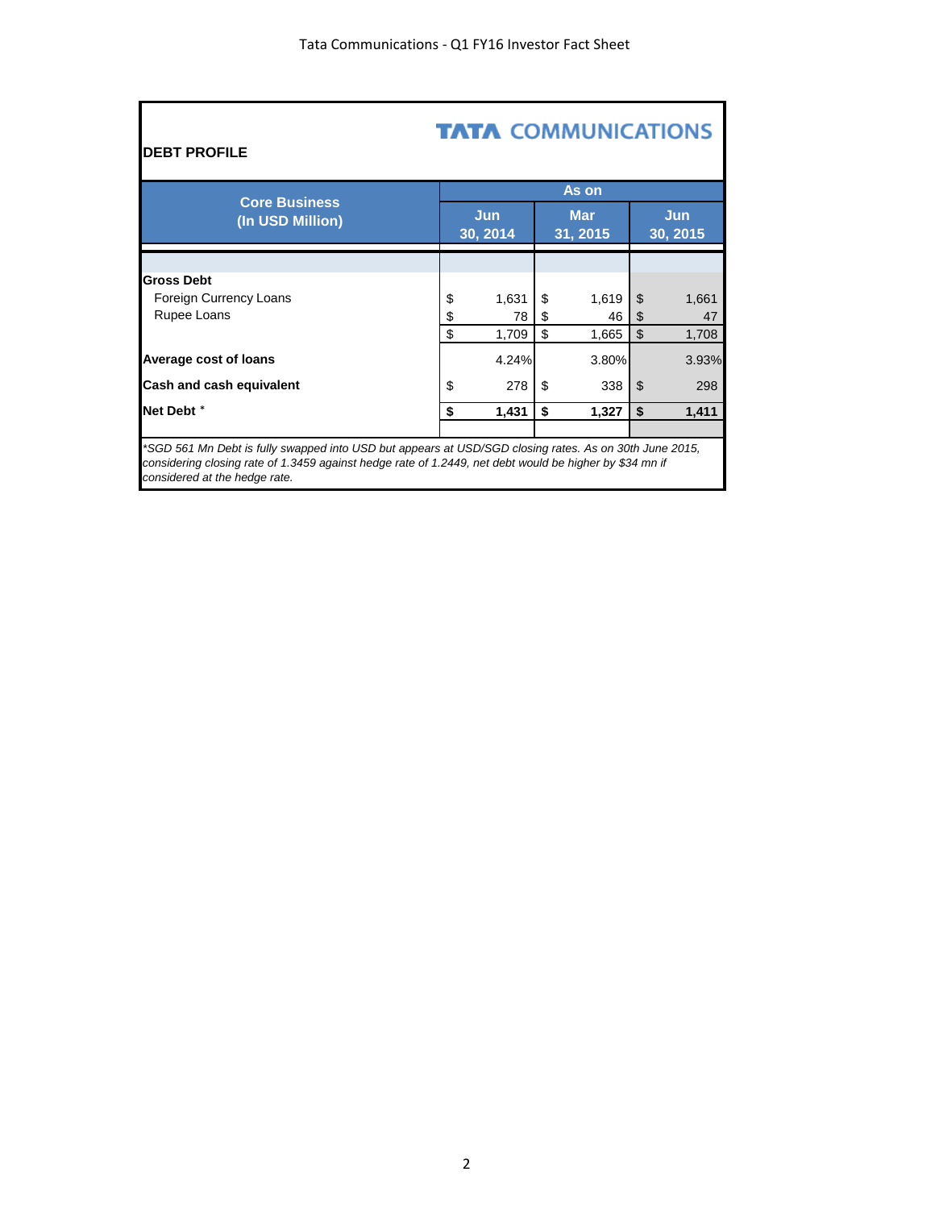## DEBT PROFILE

**TATA COMMUNICATIONS**

| Core Business (In USD Million) | As on | | |
|---|---|---|---|
| | Jun 30, 2014 | Mar 31, 2015 | Jun 30, 2015 |
| **Gross Debt** | | | |
| Foreign Currency Loans | $ 1,631 | $ 1,619 | $ 1,661 |
| Rupee Loans | $ 78 | $ 46 | $ 47 |
| | $ 1,709 | $ 1,665 | $ 1,708 |
| **Average cost of loans** | 4.24% | 3.80% | 3.93% |
| **Cash and cash equivalent** | $ 278 | $ 338 | $ 298 |
| **Net Debt** * | **$ 1,431** | **$ 1,327** | **$ 1,411** |

*\*SGD 561 Mn Debt is fully swapped into USD but appears at USD/SGD closing rates. As on 30th June 2015, considering closing rate of 1.3459 against hedge rate of 1.2449, net debt would be higher by $34 mn if considered at the hedge rate.*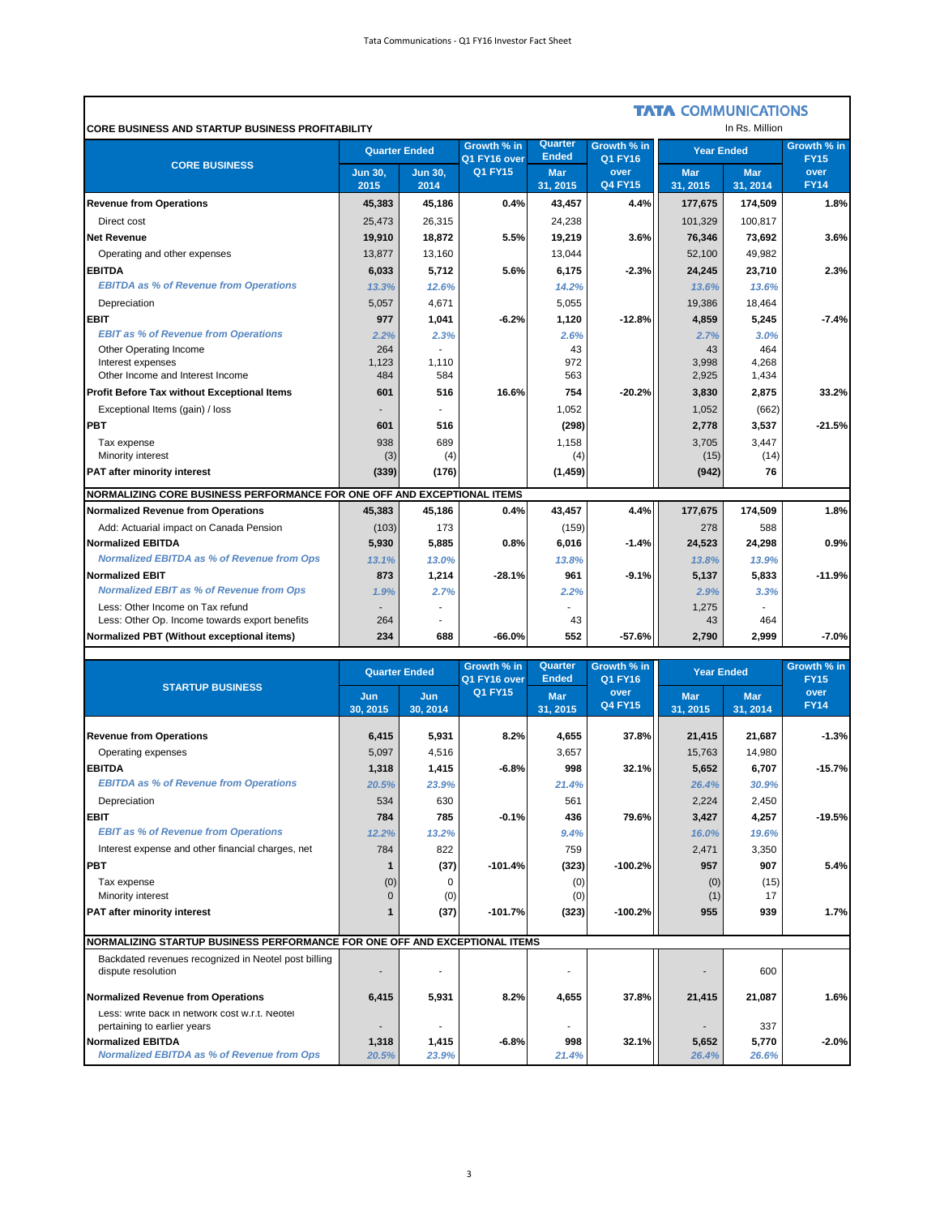TATA COMMUNICATIONS

**CORE BUSINESS AND STARTUP BUSINESS PROFITABILITY**

In Rs. Million

| CORE BUSINESS | Quarter Ended | | Growth % in Q1 FY16 over Q1 FY15 | Quarter Ended | Growth % in Q1 FY16 over Q4 FY15 | Year Ended | | Growth % in FY15 over FY14 |
|---|---|---|---|---|---|---|---|---|
| | Jun 30, 2015 | Jun 30, 2014 | | Mar 31, 2015 | | Mar 31, 2015 | Mar 31, 2014 | |
| **Revenue from Operations** | **45,383** | **45,186** | **0.4%** | **43,457** | **4.4%** | **177,675** | **174,509** | **1.8%** |
| Direct cost | 25,473 | 26,315 | | 24,238 | | 101,329 | 100,817 | |
| **Net Revenue** | **19,910** | **18,872** | **5.5%** | **19,219** | **3.6%** | **76,346** | **73,692** | **3.6%** |
| Operating and other expenses | 13,877 | 13,160 | | 13,044 | | 52,100 | 49,982 | |
| **EBITDA** | **6,033** | **5,712** | **5.6%** | **6,175** | **-2.3%** | **24,245** | **23,710** | **2.3%** |
| *EBITDA as % of Revenue from Operations* | *13.3%* | *12.6%* | | *14.2%* | | *13.6%* | *13.6%* | |
| Depreciation | 5,057 | 4,671 | | 5,055 | | 19,386 | 18,464 | |
| **EBIT** | **977** | **1,041** | **-6.2%** | **1,120** | **-12.8%** | **4,859** | **5,245** | **-7.4%** |
| *EBIT as % of Revenue from Operations* | *2.2%* | *2.3%* | | *2.6%* | | *2.7%* | *3.0%* | |
| Other Operating Income | 264 | - | | 43 | | 43 | 464 | |
| Interest expenses | 1,123 | 1,110 | | 972 | | 3,998 | 4,268 | |
| Other Income and Interest Income | 484 | 584 | | 563 | | 2,925 | 1,434 | |
| **Profit Before Tax without Exceptional Items** | **601** | **516** | **16.6%** | **754** | **-20.2%** | **3,830** | **2,875** | **33.2%** |
| Exceptional Items (gain) / loss | - | - | | 1,052 | | 1,052 | (662) | |
| **PBT** | **601** | **516** | | **(298)** | | **2,778** | **3,537** | **-21.5%** |
| Tax expense | 938 | 689 | | 1,158 | | 3,705 | 3,447 | |
| Minority interest | (3) | (4) | | (4) | | (15) | (14) | |
| **PAT after minority interest** | **(339)** | **(176)** | | **(1,459)** | | **(942)** | **76** | |
| **NORMALIZING CORE BUSINESS PERFORMANCE FOR ONE OFF AND EXCEPTIONAL ITEMS** | | | | | | | | |
| **Normalized Revenue from Operations** | **45,383** | **45,186** | **0.4%** | **43,457** | **4.4%** | **177,675** | **174,509** | **1.8%** |
| Add: Actuarial impact on Canada Pension | (103) | 173 | | (159) | | 278 | 588 | |
| **Normalized EBITDA** | **5,930** | **5,885** | **0.8%** | **6,016** | **-1.4%** | **24,523** | **24,298** | **0.9%** |
| *Normalized EBITDA as % of Revenue from Ops* | *13.1%* | *13.0%* | | *13.8%* | | *13.8%* | *13.9%* | |
| **Normalized EBIT** | **873** | **1,214** | **-28.1%** | **961** | **-9.1%** | **5,137** | **5,833** | **-11.9%** |
| *Normalized EBIT as % of Revenue from Ops* | *1.9%* | *2.7%* | | *2.2%* | | *2.9%* | *3.3%* | |
| Less: Other Income on Tax refund | - | - | | - | | 1,275 | - | |
| Less: Other Op. Income towards export benefits | 264 | - | | 43 | | 43 | 464 | |
| **Normalized PBT (Without exceptional items)** | **234** | **688** | **-66.0%** | **552** | **-57.6%** | **2,790** | **2,999** | **-7.0%** |

| STARTUP BUSINESS | Quarter Ended | | Growth % in Q1 FY16 over Q1 FY15 | Quarter Ended | Growth % in Q1 FY16 over Q4 FY15 | Year Ended | | Growth % in FY15 over FY14 |
|---|---|---|---|---|---|---|---|---|
| | Jun 30, 2015 | Jun 30, 2014 | | Mar 31, 2015 | | Mar 31, 2015 | Mar 31, 2014 | |
| **Revenue from Operations** | **6,415** | **5,931** | **8.2%** | **4,655** | **37.8%** | **21,415** | **21,687** | **-1.3%** |
| Operating expenses | 5,097 | 4,516 | | 3,657 | | 15,763 | 14,980 | |
| **EBITDA** | **1,318** | **1,415** | **-6.8%** | **998** | **32.1%** | **5,652** | **6,707** | **-15.7%** |
| *EBITDA as % of Revenue from Operations* | *20.5%* | *23.9%* | | *21.4%* | | *26.4%* | *30.9%* | |
| Depreciation | 534 | 630 | | 561 | | 2,224 | 2,450 | |
| **EBIT** | **784** | **785** | **-0.1%** | **436** | **79.6%** | **3,427** | **4,257** | **-19.5%** |
| *EBIT as % of Revenue from Operations* | *12.2%* | *13.2%* | | *9.4%* | | *16.0%* | *19.6%* | |
| Interest expense and other financial charges, net | 784 | 822 | | 759 | | 2,471 | 3,350 | |
| **PBT** | **1** | **(37)** | **-101.4%** | **(323)** | **-100.2%** | **957** | **907** | **5.4%** |
| Tax expense | (0) | 0 | | (0) | | (0) | (15) | |
| Minority interest | 0 | (0) | | (0) | | (1) | 17 | |
| **PAT after minority interest** | **1** | **(37)** | **-101.7%** | **(323)** | **-100.2%** | **955** | **939** | **1.7%** |
| **NORMALIZING STARTUP BUSINESS PERFORMANCE FOR ONE OFF AND EXCEPTIONAL ITEMS** | | | | | | | | |
| Backdated revenues recognized in Neotel post billing dispute resolution | - | - | | - | | - | 600 | |
| **Normalized Revenue from Operations** | **6,415** | **5,931** | **8.2%** | **4,655** | **37.8%** | **21,415** | **21,087** | **1.6%** |
| Less: write back in network cost w.r.t. Neotel pertaining to earlier years | - | - | | - | | - | 337 | |
| **Normalized EBITDA** | **1,318** | **1,415** | **-6.8%** | **998** | **32.1%** | **5,652** | **5,770** | **-2.0%** |
| *Normalized EBITDA as % of Revenue from Ops* | *20.5%* | *23.9%* | | *21.4%* | | *26.4%* | *26.6%* | |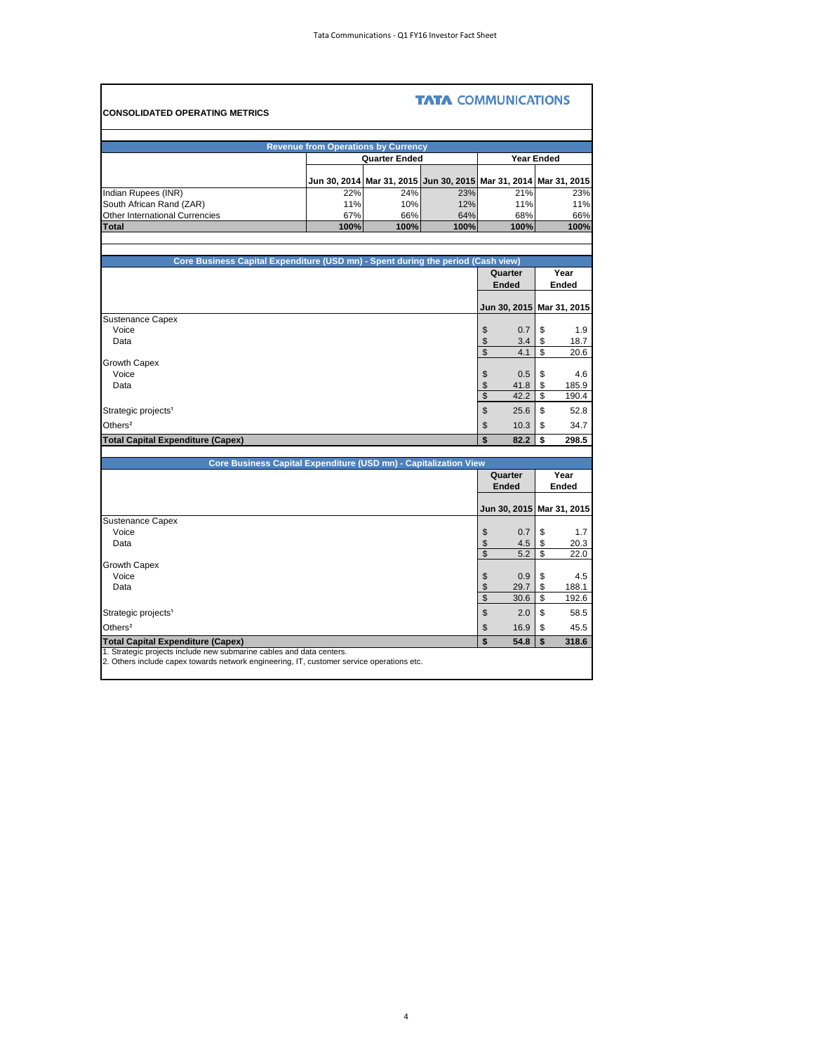## CONSOLIDATED OPERATING METRICS

TATA COMMUNICATIONS

**Revenue from Operations by Currency**

| | Quarter Ended | | | Year Ended | |
|---|---|---|---|---|---|
| | Jun 30, 2014 | Mar 31, 2015 | Jun 30, 2015 | Mar 31, 2014 | Mar 31, 2015 |
| Indian Rupees (INR) | 22% | 24% | 23% | 21% | 23% |
| South African Rand (ZAR) | 11% | 10% | 12% | 11% | 11% |
| Other International Currencies | 67% | 66% | 64% | 68% | 66% |
| **Total** | **100%** | **100%** | **100%** | **100%** | **100%** |

**Core Business Capital Expenditure (USD mn) - Spent during the period (Cash view)**

| | Quarter Ended | Year Ended |
|---|---|---|
| | Jun 30, 2015 | Mar 31, 2015 |
| Sustenance Capex | | |
| Voice | $ 0.7 | $ 1.9 |
| Data | $ 3.4 | $ 18.7 |
| | $ 4.1 | $ 20.6 |
| Growth Capex | | |
| Voice | $ 0.5 | $ 4.6 |
| Data | $ 41.8 | $ 185.9 |
| | $ 42.2 | $ 190.4 |
| Strategic projects[1] | $ 25.6 | $ 52.8 |
| Others[2] | $ 10.3 | $ 34.7 |
| **Total Capital Expenditure (Capex)** | **$ 82.2** | **$ 298.5** |

**Core Business Capital Expenditure (USD mn) - Capitalization View**

| | Quarter Ended | Year Ended |
|---|---|---|
| | Jun 30, 2015 | Mar 31, 2015 |
| Sustenance Capex | | |
| Voice | $ 0.7 | $ 1.7 |
| Data | $ 4.5 | $ 20.3 |
| | $ 5.2 | $ 22.0 |
| Growth Capex | | |
| Voice | $ 0.9 | $ 4.5 |
| Data | $ 29.7 | $ 188.1 |
| | $ 30.6 | $ 192.6 |
| Strategic projects[1] | $ 2.0 | $ 58.5 |
| Others[2] | $ 16.9 | $ 45.5 |
| **Total Capital Expenditure (Capex)** | **$ 54.8** | **$ 318.6** |

1. Strategic projects include new submarine cables and data centers.
2. Others include capex towards network engineering, IT, customer service operations etc.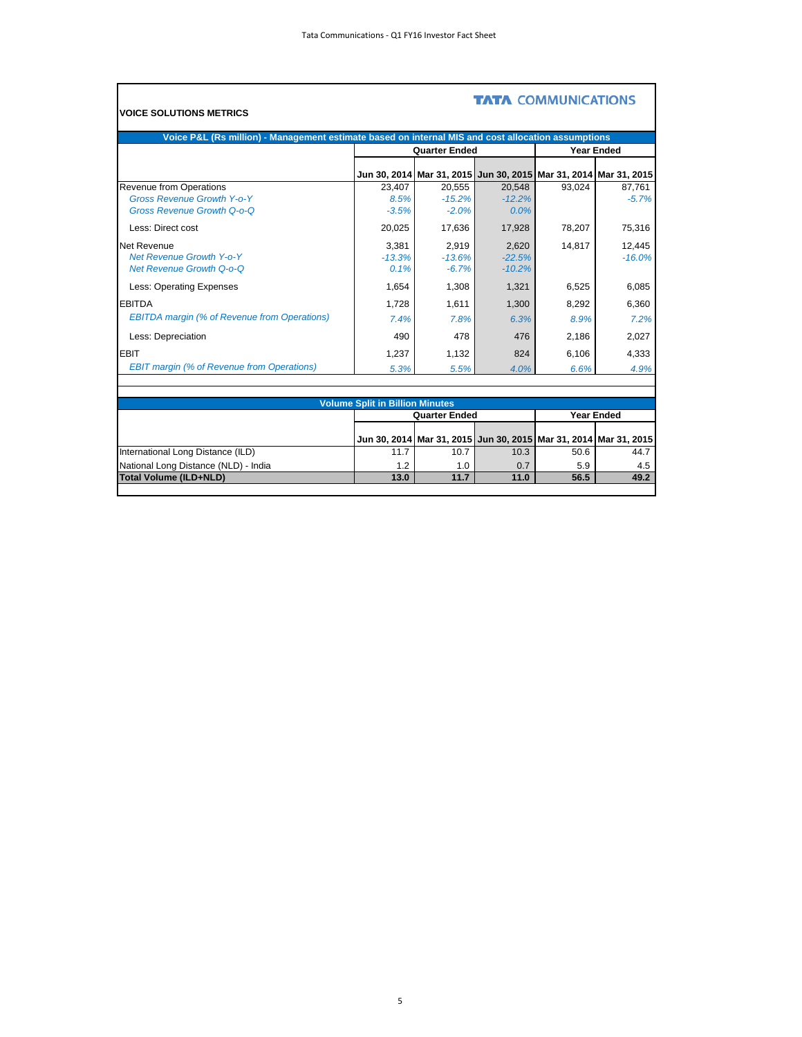**TATA COMMUNICATIONS**

## VOICE SOLUTIONS METRICS

**Voice P&L (Rs million) - Management estimate based on internal MIS and cost allocation assumptions**

| | Quarter Ended | | | Year Ended | |
|---|---|---|---|---|---|
| | **Jun 30, 2014** | **Mar 31, 2015** | **Jun 30, 2015** | **Mar 31, 2014** | **Mar 31, 2015** |
| Revenue from Operations | 23,407 | 20,555 | 20,548 | 93,024 | 87,761 |
| *Gross Revenue Growth Y-o-Y* | *8.5%* | *-15.2%* | *-12.2%* | | *-5.7%* |
| *Gross Revenue Growth Q-o-Q* | *-3.5%* | *-2.0%* | *0.0%* | | |
| Less: Direct cost | 20,025 | 17,636 | 17,928 | 78,207 | 75,316 |
| Net Revenue | 3,381 | 2,919 | 2,620 | 14,817 | 12,445 |
| *Net Revenue Growth Y-o-Y* | *-13.3%* | *-13.6%* | *-22.5%* | | *-16.0%* |
| *Net Revenue Growth Q-o-Q* | *0.1%* | *-6.7%* | *-10.2%* | | |
| Less: Operating Expenses | 1,654 | 1,308 | 1,321 | 6,525 | 6,085 |
| EBITDA | 1,728 | 1,611 | 1,300 | 8,292 | 6,360 |
| *EBITDA margin (% of Revenue from Operations)* | *7.4%* | *7.8%* | *6.3%* | *8.9%* | *7.2%* |
| Less: Depreciation | 490 | 478 | 476 | 2,186 | 2,027 |
| EBIT | 1,237 | 1,132 | 824 | 6,106 | 4,333 |
| *EBIT margin (% of Revenue from Operations)* | *5.3%* | *5.5%* | *4.0%* | *6.6%* | *4.9%* |

**Volume Split in Billion Minutes**

| | Quarter Ended | | | Year Ended | |
|---|---|---|---|---|---|
| | **Jun 30, 2014** | **Mar 31, 2015** | **Jun 30, 2015** | **Mar 31, 2014** | **Mar 31, 2015** |
| International Long Distance (ILD) | 11.7 | 10.7 | 10.3 | 50.6 | 44.7 |
| National Long Distance (NLD) - India | 1.2 | 1.0 | 0.7 | 5.9 | 4.5 |
| **Total Volume (ILD+NLD)** | **13.0** | **11.7** | **11.0** | **56.5** | **49.2** |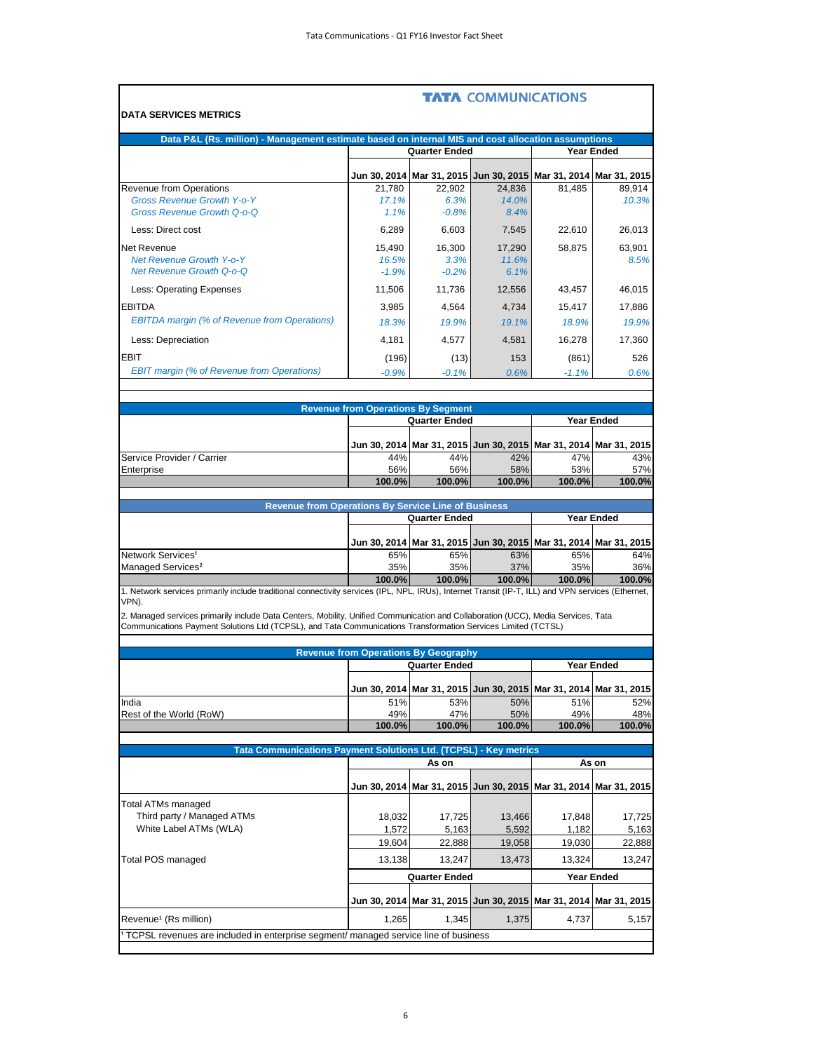TATA COMMUNICATIONS

## DATA SERVICES METRICS

### Data P&L (Rs. million) - Management estimate based on internal MIS and cost allocation assumptions

| | Quarter Ended | | | Year Ended | |
|---|---|---|---|---|---|
| | Jun 30, 2014 | Mar 31, 2015 | Jun 30, 2015 | Mar 31, 2014 | Mar 31, 2015 |
| Revenue from Operations | 21,780 | 22,902 | 24,836 | 81,485 | 89,914 |
| *Gross Revenue Growth Y-o-Y* | *17.1%* | *6.3%* | *14.0%* | | *10.3%* |
| *Gross Revenue Growth Q-o-Q* | *1.1%* | *-0.8%* | *8.4%* | | |
| Less: Direct cost | 6,289 | 6,603 | 7,545 | 22,610 | 26,013 |
| Net Revenue | 15,490 | 16,300 | 17,290 | 58,875 | 63,901 |
| *Net Revenue Growth Y-o-Y* | *16.5%* | *3.3%* | *11.6%* | | *8.5%* |
| *Net Revenue Growth Q-o-Q* | *-1.9%* | *-0.2%* | *6.1%* | | |
| Less: Operating Expenses | 11,506 | 11,736 | 12,556 | 43,457 | 46,015 |
| EBITDA | 3,985 | 4,564 | 4,734 | 15,417 | 17,886 |
| *EBITDA margin (% of Revenue from Operations)* | *18.3%* | *19.9%* | *19.1%* | *18.9%* | *19.9%* |
| Less: Depreciation | 4,181 | 4,577 | 4,581 | 16,278 | 17,360 |
| EBIT | (196) | (13) | 153 | (861) | 526 |
| *EBIT margin (% of Revenue from Operations)* | *-0.9%* | *-0.1%* | *0.6%* | *-1.1%* | *0.6%* |

### Revenue from Operations By Segment

| | Quarter Ended | | | Year Ended | |
|---|---|---|---|---|---|
| | Jun 30, 2014 | Mar 31, 2015 | Jun 30, 2015 | Mar 31, 2014 | Mar 31, 2015 |
| Service Provider / Carrier | 44% | 44% | 42% | 47% | 43% |
| Enterprise | 56% | 56% | 58% | 53% | 57% |
| | **100.0%** | **100.0%** | **100.0%** | **100.0%** | **100.0%** |

### Revenue from Operations By Service Line of Business

| | Quarter Ended | | | Year Ended | |
|---|---|---|---|---|---|
| | Jun 30, 2014 | Mar 31, 2015 | Jun 30, 2015 | Mar 31, 2014 | Mar 31, 2015 |
| Network Services[1] | 65% | 65% | 63% | 65% | 64% |
| Managed Services[2] | 35% | 35% | 37% | 35% | 36% |
| | **100.0%** | **100.0%** | **100.0%** | **100.0%** | **100.0%** |

1. Network services primarily include traditional connectivity services (IPL, NPL, IRUs), Internet Transit (IP-T, ILL) and VPN services (Ethernet, VPN).

2. Managed services primarily include Data Centers, Mobility, Unified Communication and Collaboration (UCC), Media Services, Tata Communications Payment Solutions Ltd (TCPSL), and Tata Communications Transformation Services Limited (TCTSL)

### Revenue from Operations By Geography

| | Quarter Ended | | | Year Ended | |
|---|---|---|---|---|---|
| | Jun 30, 2014 | Mar 31, 2015 | Jun 30, 2015 | Mar 31, 2014 | Mar 31, 2015 |
| India | 51% | 53% | 50% | 51% | 52% |
| Rest of the World (RoW) | 49% | 47% | 50% | 49% | 48% |
| | **100.0%** | **100.0%** | **100.0%** | **100.0%** | **100.0%** |

### Tata Communications Payment Solutions Ltd. (TCPSL) - Key metrics

| | As on | | | As on | |
|---|---|---|---|---|---|
| | Jun 30, 2014 | Mar 31, 2015 | Jun 30, 2015 | Mar 31, 2014 | Mar 31, 2015 |
| Total ATMs managed | | | | | |
| Third party / Managed ATMs | 18,032 | 17,725 | 13,466 | 17,848 | 17,725 |
| White Label ATMs (WLA) | 1,572 | 5,163 | 5,592 | 1,182 | 5,163 |
| | 19,604 | 22,888 | 19,058 | 19,030 | 22,888 |
| Total POS managed | 13,138 | 13,247 | 13,473 | 13,324 | 13,247 |

| | Quarter Ended | | | Year Ended | |
|---|---|---|---|---|---|
| | Jun 30, 2014 | Mar 31, 2015 | Jun 30, 2015 | Mar 31, 2014 | Mar 31, 2015 |
| Revenue[1] (Rs million) | 1,265 | 1,345 | 1,375 | 4,737 | 5,157 |

[1] TCPSL revenues are included in enterprise segment/ managed service line of business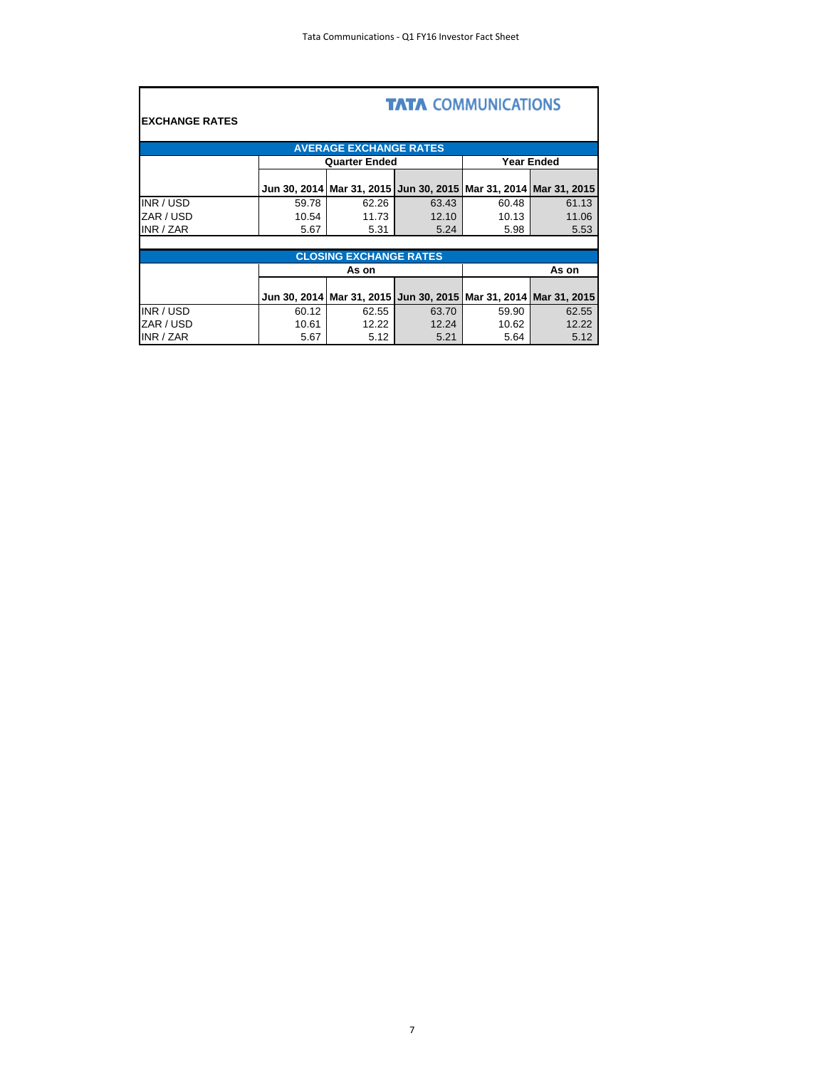**TATA COMMUNICATIONS**

**EXCHANGE RATES**

| AVERAGE EXCHANGE RATES | | | | | |
|---|---|---|---|---|---|
| | Quarter Ended | | | Year Ended | |
| | Jun 30, 2014 | Mar 31, 2015 | Jun 30, 2015 | Mar 31, 2014 | Mar 31, 2015 |
| INR / USD | 59.78 | 62.26 | 63.43 | 60.48 | 61.13 |
| ZAR / USD | 10.54 | 11.73 | 12.10 | 10.13 | 11.06 |
| INR / ZAR | 5.67 | 5.31 | 5.24 | 5.98 | 5.53 |

| CLOSING EXCHANGE RATES | | | | | |
|---|---|---|---|---|---|
| | As on | | | As on | |
| | Jun 30, 2014 | Mar 31, 2015 | Jun 30, 2015 | Mar 31, 2014 | Mar 31, 2015 |
| INR / USD | 60.12 | 62.55 | 63.70 | 59.90 | 62.55 |
| ZAR / USD | 10.61 | 12.22 | 12.24 | 10.62 | 12.22 |
| INR / ZAR | 5.67 | 5.12 | 5.21 | 5.64 | 5.12 |